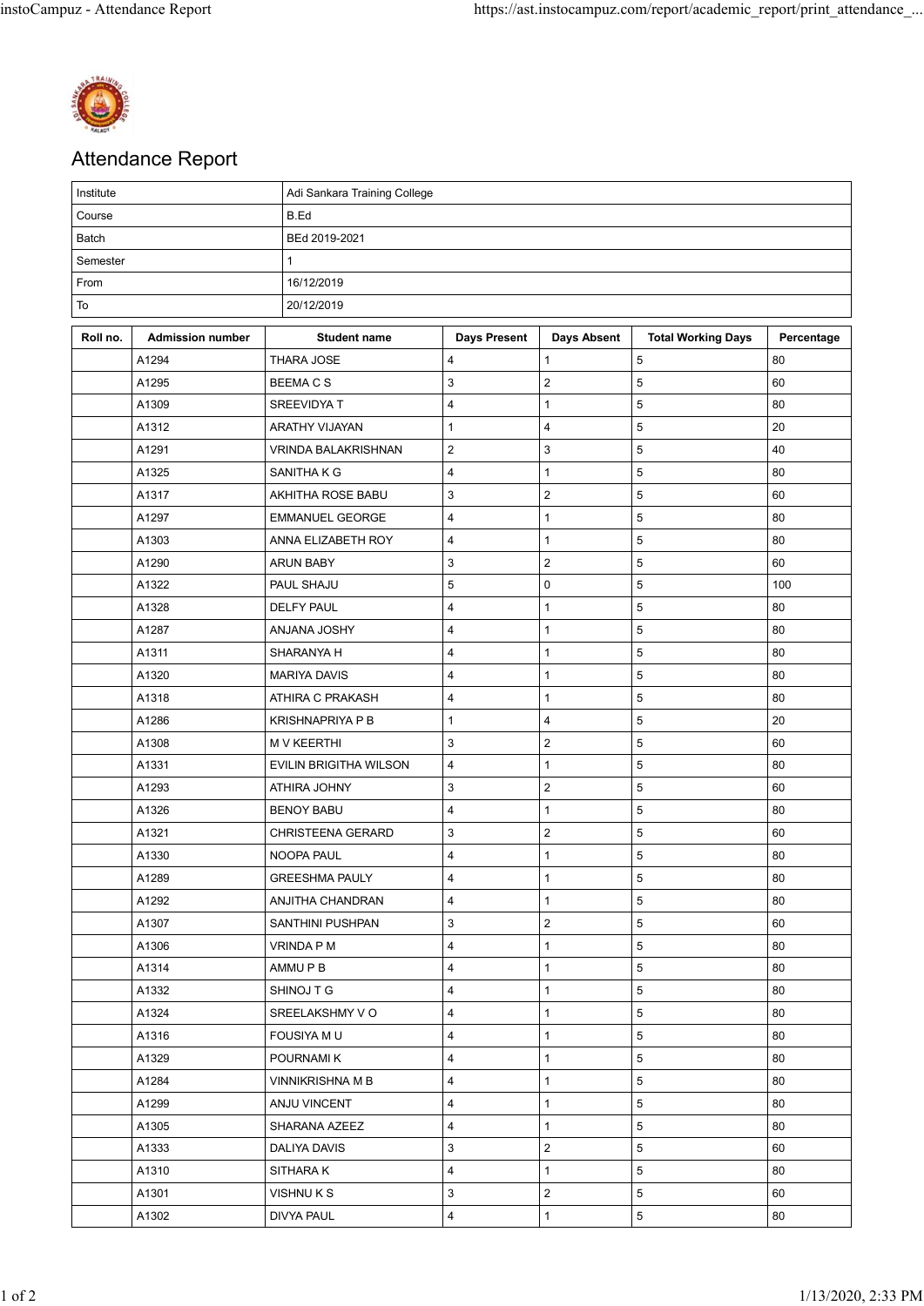# Attendance Report

| | |
|---|---|
| Institute | Adi Sankara Training College |
| Course | B.Ed |
| Batch | BEd 2019-2021 |
| Semester | 1 |
| From | 16/12/2019 |
| To | 20/12/2019 |

| Roll no. | Admission number | Student name | Days Present | Days Absent | Total Working Days | Percentage |
|---|---|---|---|---|---|---|
| | A1294 | THARA JOSE | 4 | 1 | 5 | 80 |
| | A1295 | BEEMA C S | 3 | 2 | 5 | 60 |
| | A1309 | SREEVIDYA T | 4 | 1 | 5 | 80 |
| | A1312 | ARATHY VIJAYAN | 1 | 4 | 5 | 20 |
| | A1291 | VRINDA BALAKRISHNAN | 2 | 3 | 5 | 40 |
| | A1325 | SANITHA K G | 4 | 1 | 5 | 80 |
| | A1317 | AKHITHA ROSE BABU | 3 | 2 | 5 | 60 |
| | A1297 | EMMANUEL GEORGE | 4 | 1 | 5 | 80 |
| | A1303 | ANNA ELIZABETH ROY | 4 | 1 | 5 | 80 |
| | A1290 | ARUN BABY | 3 | 2 | 5 | 60 |
| | A1322 | PAUL SHAJU | 5 | 0 | 5 | 100 |
| | A1328 | DELFY PAUL | 4 | 1 | 5 | 80 |
| | A1287 | ANJANA JOSHY | 4 | 1 | 5 | 80 |
| | A1311 | SHARANYA H | 4 | 1 | 5 | 80 |
| | A1320 | MARIYA DAVIS | 4 | 1 | 5 | 80 |
| | A1318 | ATHIRA C PRAKASH | 4 | 1 | 5 | 80 |
| | A1286 | KRISHNAPRIYA P B | 1 | 4 | 5 | 20 |
| | A1308 | M V KEERTHI | 3 | 2 | 5 | 60 |
| | A1331 | EVILIN BRIGITHA WILSON | 4 | 1 | 5 | 80 |
| | A1293 | ATHIRA JOHNY | 3 | 2 | 5 | 60 |
| | A1326 | BENOY BABU | 4 | 1 | 5 | 80 |
| | A1321 | CHRISTEENA GERARD | 3 | 2 | 5 | 60 |
| | A1330 | NOOPA PAUL | 4 | 1 | 5 | 80 |
| | A1289 | GREESHMA PAULY | 4 | 1 | 5 | 80 |
| | A1292 | ANJITHA CHANDRAN | 4 | 1 | 5 | 80 |
| | A1307 | SANTHINI PUSHPAN | 3 | 2 | 5 | 60 |
| | A1306 | VRINDA P M | 4 | 1 | 5 | 80 |
| | A1314 | AMMU P B | 4 | 1 | 5 | 80 |
| | A1332 | SHINOJ T G | 4 | 1 | 5 | 80 |
| | A1324 | SREELAKSHMY V O | 4 | 1 | 5 | 80 |
| | A1316 | FOUSIYA M U | 4 | 1 | 5 | 80 |
| | A1329 | POURNAMI K | 4 | 1 | 5 | 80 |
| | A1284 | VINNIKRISHNA M B | 4 | 1 | 5 | 80 |
| | A1299 | ANJU VINCENT | 4 | 1 | 5 | 80 |
| | A1305 | SHARANA AZEEZ | 4 | 1 | 5 | 80 |
| | A1333 | DALIYA DAVIS | 3 | 2 | 5 | 60 |
| | A1310 | SITHARA K | 4 | 1 | 5 | 80 |
| | A1301 | VISHNU K S | 3 | 2 | 5 | 60 |
| | A1302 | DIVYA PAUL | 4 | 1 | 5 | 80 |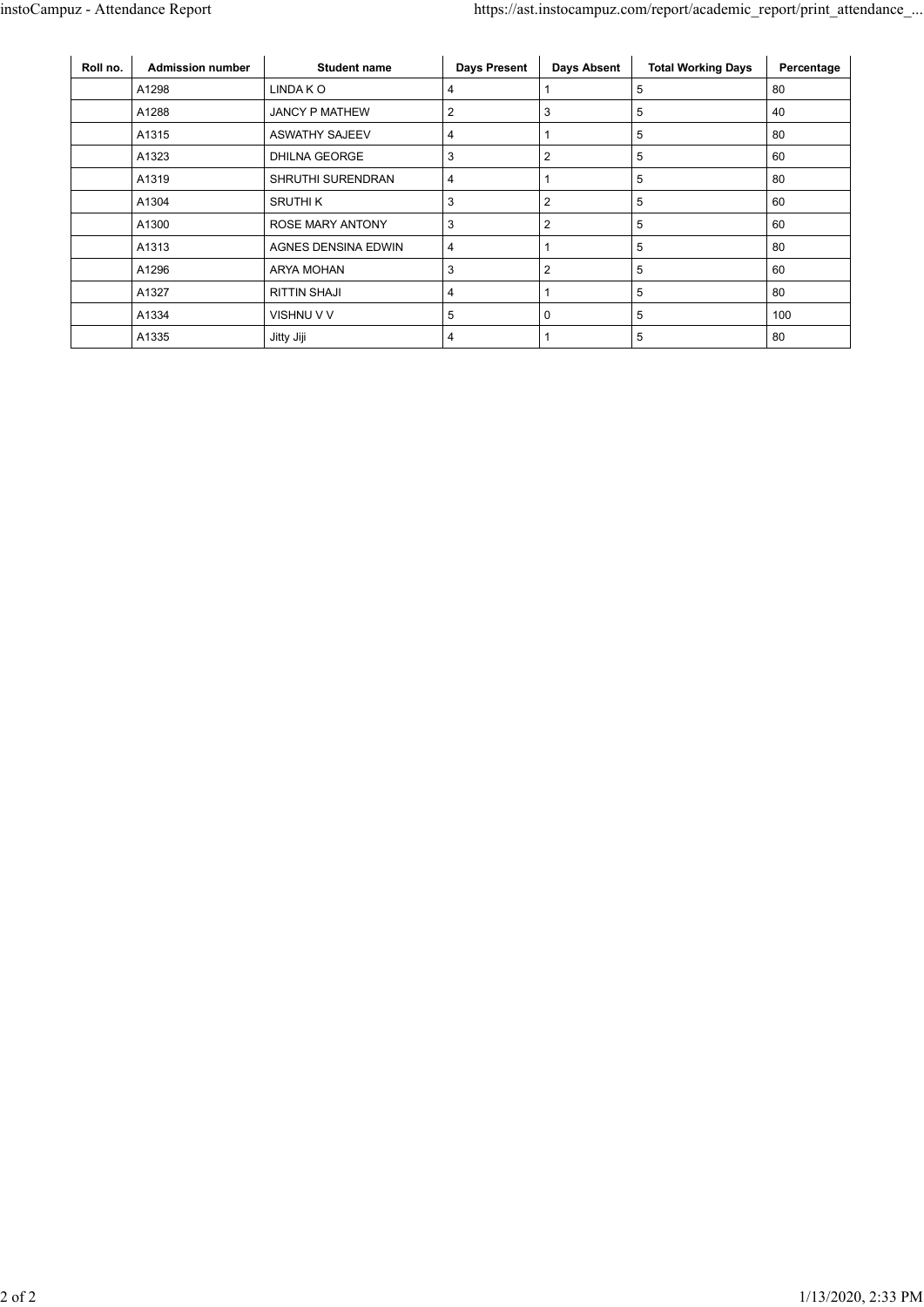| Roll no. | Admission number | Student name | Days Present | Days Absent | Total Working Days | Percentage |
|---|---|---|---|---|---|---|
| | A1298 | LINDA K O | 4 | 1 | 5 | 80 |
| | A1288 | JANCY P MATHEW | 2 | 3 | 5 | 40 |
| | A1315 | ASWATHY SAJEEV | 4 | 1 | 5 | 80 |
| | A1323 | DHILNA GEORGE | 3 | 2 | 5 | 60 |
| | A1319 | SHRUTHI SURENDRAN | 4 | 1 | 5 | 80 |
| | A1304 | SRUTHI K | 3 | 2 | 5 | 60 |
| | A1300 | ROSE MARY ANTONY | 3 | 2 | 5 | 60 |
| | A1313 | AGNES DENSINA EDWIN | 4 | 1 | 5 | 80 |
| | A1296 | ARYA MOHAN | 3 | 2 | 5 | 60 |
| | A1327 | RITTIN SHAJI | 4 | 1 | 5 | 80 |
| | A1334 | VISHNU V V | 5 | 0 | 5 | 100 |
| | A1335 | Jitty Jiji | 4 | 1 | 5 | 80 |